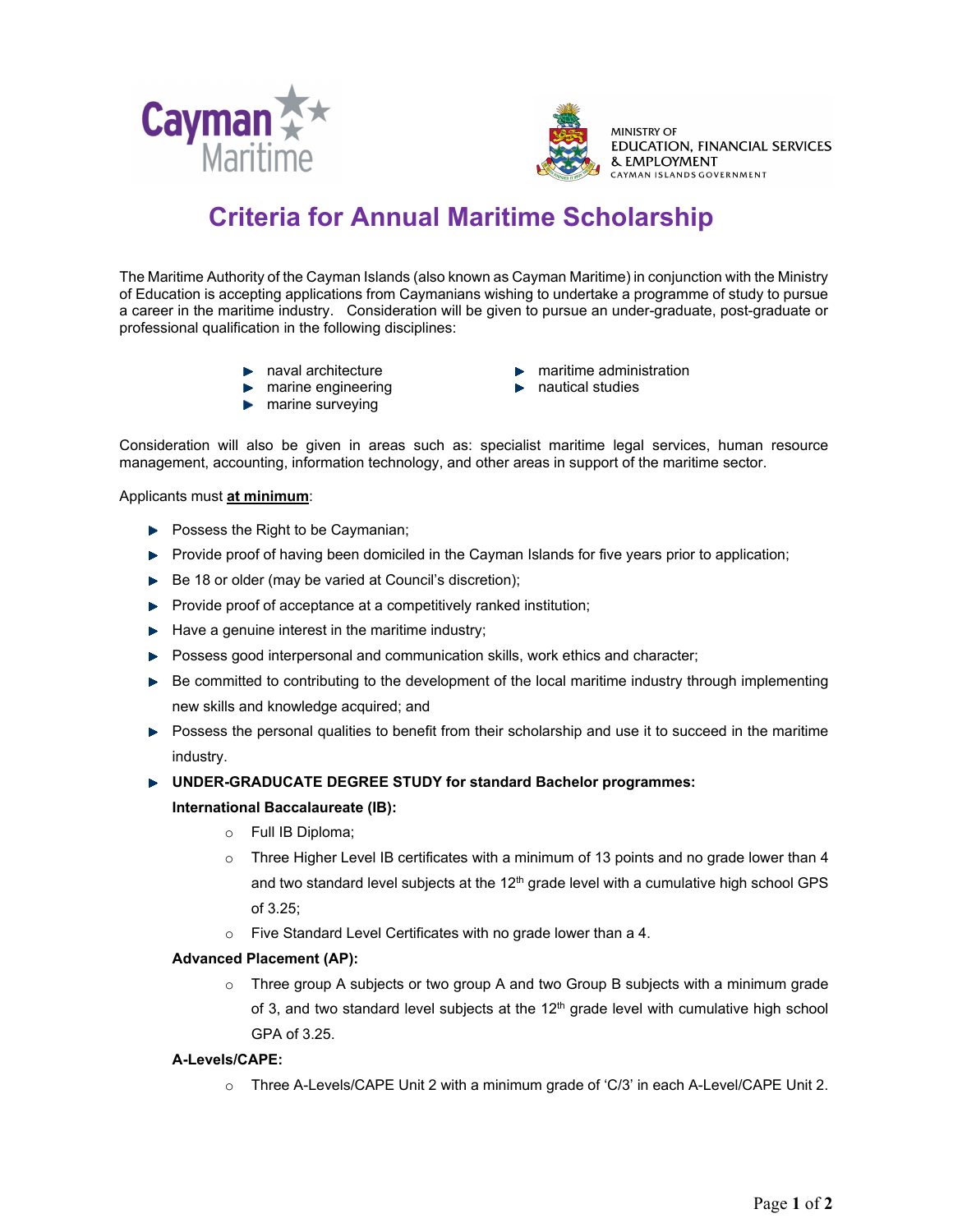Cayman Maritime

MINISTRY OF EDUCATION, FINANCIAL SERVICES & EMPLOYMENT
CAYMAN ISLANDS GOVERNMENT

# Criteria for Annual Maritime Scholarship

The Maritime Authority of the Cayman Islands (also known as Cayman Maritime) in conjunction with the Ministry of Education is accepting applications from Caymanians wishing to undertake a programme of study to pursue a career in the maritime industry. Consideration will be given to pursue an under-graduate, post-graduate or professional qualification in the following disciplines:

- naval architecture
- marine engineering
- marine surveying
- maritime administration
- nautical studies

Consideration will also be given in areas such as: specialist maritime legal services, human resource management, accounting, information technology, and other areas in support of the maritime sector.

Applicants must **at minimum**:

- Possess the Right to be Caymanian;
- Provide proof of having been domiciled in the Cayman Islands for five years prior to application;
- Be 18 or older (may be varied at Council's discretion);
- Provide proof of acceptance at a competitively ranked institution;
- Have a genuine interest in the maritime industry;
- Possess good interpersonal and communication skills, work ethics and character;
- Be committed to contributing to the development of the local maritime industry through implementing new skills and knowledge acquired; and
- Possess the personal qualities to benefit from their scholarship and use it to succeed in the maritime industry.
- **UNDER-GRADUATE DEGREE STUDY for standard Bachelor programmes:**

  **International Baccalaureate (IB):**
  - Full IB Diploma;
  - Three Higher Level IB certificates with a minimum of 13 points and no grade lower than 4 and two standard level subjects at the 12th grade level with a cumulative high school GPS of 3.25;
  - Five Standard Level Certificates with no grade lower than a 4.

  **Advanced Placement (AP):**
  - Three group A subjects or two group A and two Group B subjects with a minimum grade of 3, and two standard level subjects at the 12th grade level with cumulative high school GPA of 3.25.

  **A-Levels/CAPE:**
  - Three A-Levels/CAPE Unit 2 with a minimum grade of 'C/3' in each A-Level/CAPE Unit 2.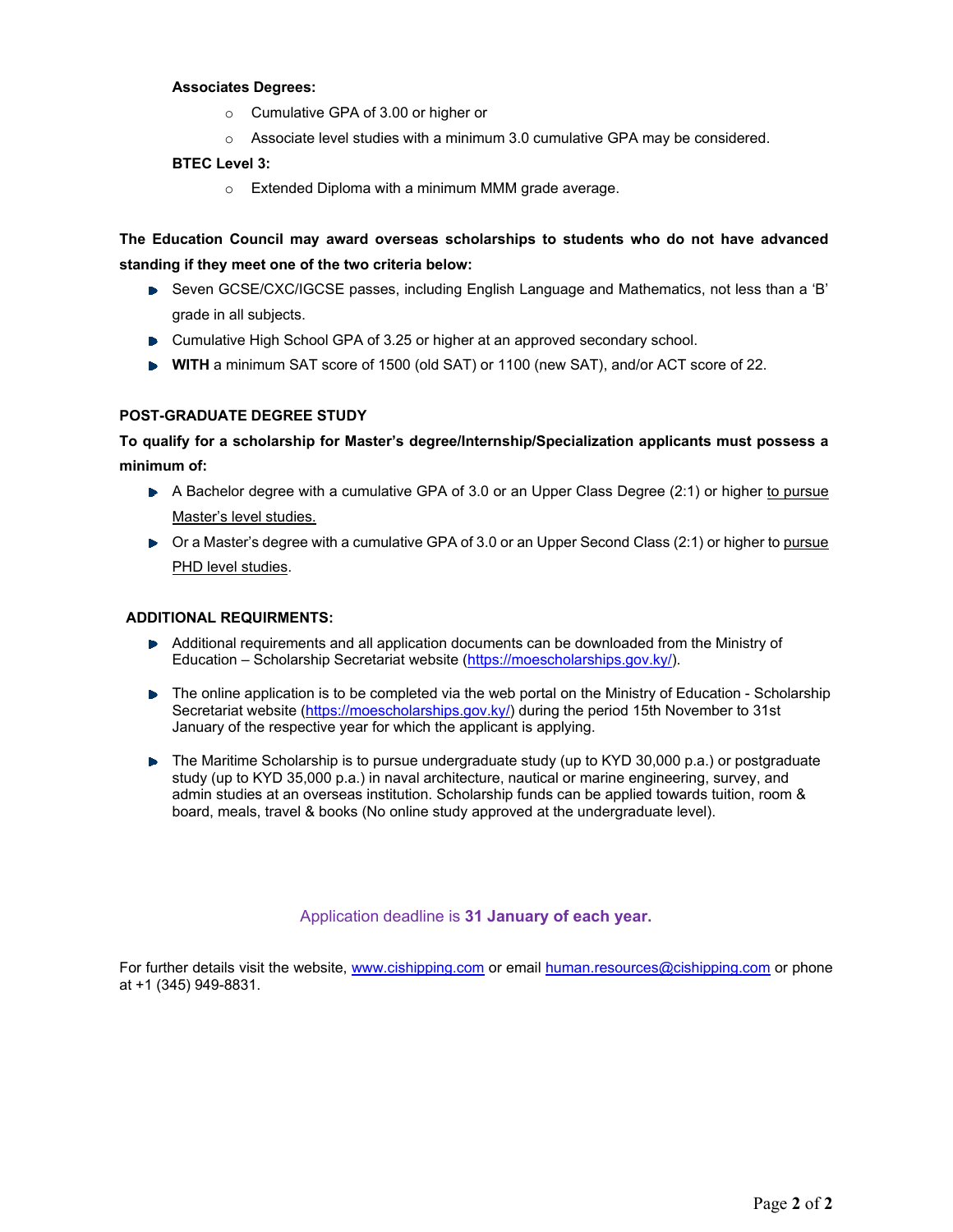**Associates Degrees:**

- Cumulative GPA of 3.00 or higher or
- Associate level studies with a minimum 3.0 cumulative GPA may be considered.

**BTEC Level 3:**

- Extended Diploma with a minimum MMM grade average.

**The Education Council may award overseas scholarships to students who do not have advanced standing if they meet one of the two criteria below:**

- Seven GCSE/CXC/IGCSE passes, including English Language and Mathematics, not less than a 'B' grade in all subjects.
- Cumulative High School GPA of 3.25 or higher at an approved secondary school.
- **WITH** a minimum SAT score of 1500 (old SAT) or 1100 (new SAT), and/or ACT score of 22.

**POST-GRADUATE DEGREE STUDY**

**To qualify for a scholarship for Master's degree/Internship/Specialization applicants must possess a minimum of:**

- A Bachelor degree with a cumulative GPA of 3.0 or an Upper Class Degree (2:1) or higher to pursue Master's level studies.
- Or a Master's degree with a cumulative GPA of 3.0 or an Upper Second Class (2:1) or higher to pursue PHD level studies.

**ADDITIONAL REQUIRMENTS:**

- Additional requirements and all application documents can be downloaded from the Ministry of Education – Scholarship Secretariat website (https://moescholarships.gov.ky/).
- The online application is to be completed via the web portal on the Ministry of Education - Scholarship Secretariat website (https://moescholarships.gov.ky/) during the period 15th November to 31st January of the respective year for which the applicant is applying.
- The Maritime Scholarship is to pursue undergraduate study (up to KYD 30,000 p.a.) or postgraduate study (up to KYD 35,000 p.a.) in naval architecture, nautical or marine engineering, survey, and admin studies at an overseas institution. Scholarship funds can be applied towards tuition, room & board, meals, travel & books (No online study approved at the undergraduate level).

Application deadline is **31 January of each year.**

For further details visit the website, www.cishipping.com or email human.resources@cishipping.com or phone at +1 (345) 949-8831.